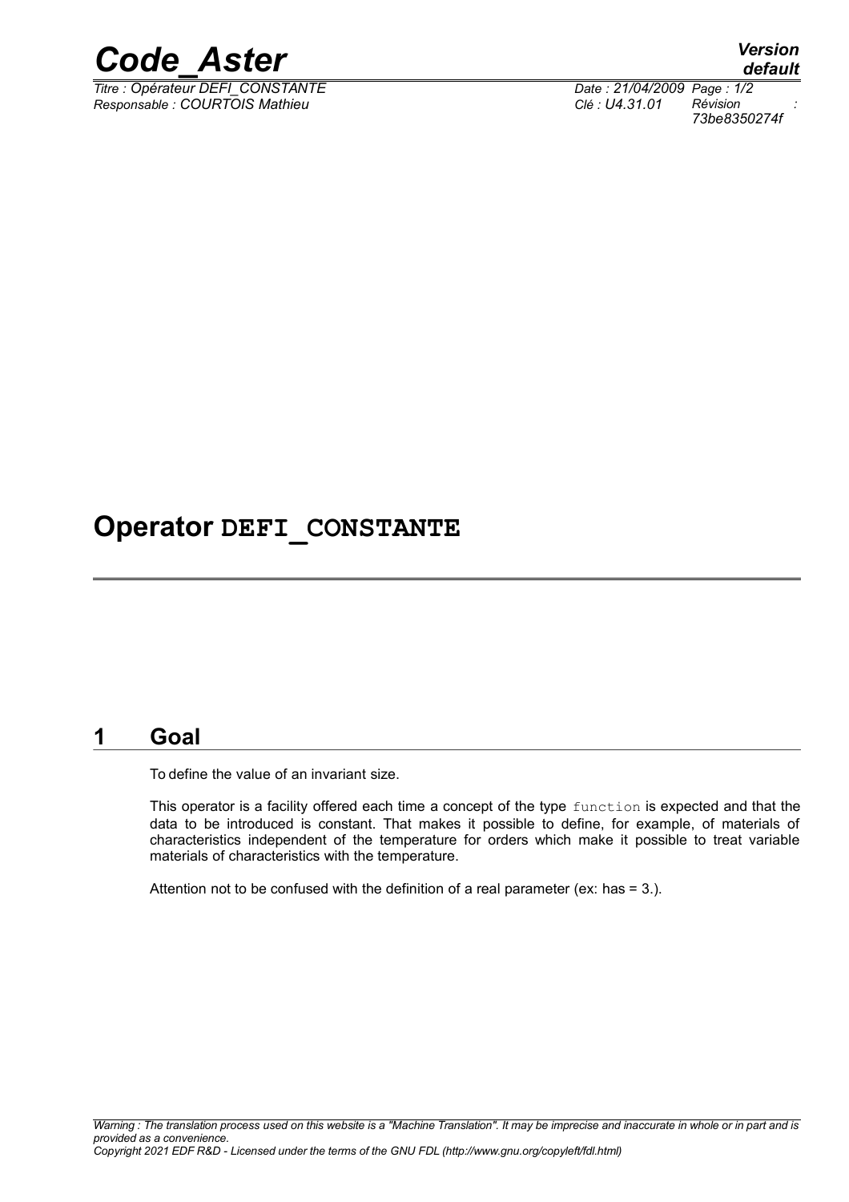# Operator DEFI_CONSTANTE

## 1 Goal

To define the value of an invariant size.

This operator is a facility offered each time a concept of the type `function` is expected and that the data to be introduced is constant. That makes it possible to define, for example, of materials of characteristics independent of the temperature for orders which make it possible to treat variable materials of characteristics with the temperature.

Attention not to be confused with the definition of a real parameter (ex: has = 3.).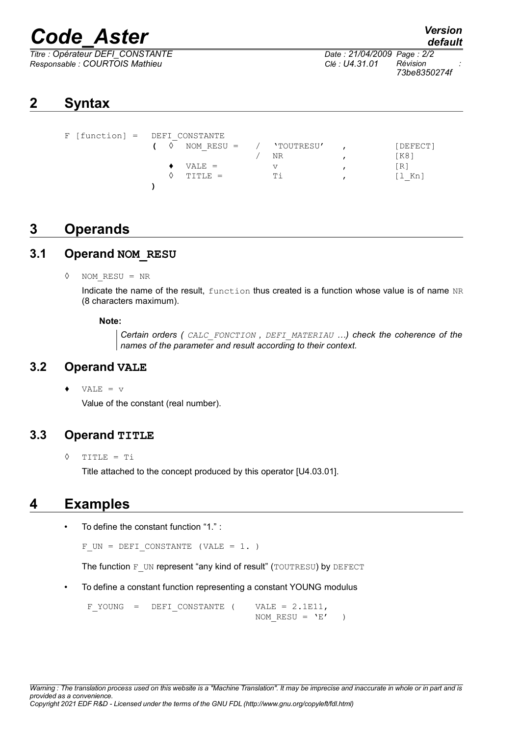## 2 Syntax

```
F [function] =  DEFI_CONSTANTE
             (  ◊  NOM_RESU =   /  'TOUTRESU'   ,      [DEFECT]
                                /  NR           ,      [K8]
                ♦  VALE =          v            ,      [R]
                ◊  TITLE =         Ti           ,      [l_Kn]
             )
```

## 3 Operands

### 3.1 Operand NOM_RESU

◊ NOM_RESU = NR

Indicate the name of the result, function thus created is a function whose value is of name NR (8 characters maximum).

**Note:**

> *Certain orders ( CALC_FONCTION , DEFI_MATERIAU …) check the coherence of the names of the parameter and result according to their context.*

### 3.2 Operand VALE

♦ VALE = v

Value of the constant (real number).

### 3.3 Operand TITLE

◊ TITLE = Ti

Title attached to the concept produced by this operator [U4.03.01].

## 4 Examples

- To define the constant function "1." :

```
F_UN = DEFI_CONSTANTE (VALE = 1. )
```

The function F_UN represent "any kind of result" (TOUTRESU) by DEFECT

- To define a constant function representing a constant YOUNG modulus

```
F_YOUNG  =  DEFI_CONSTANTE (    VALE = 2.1E11,
                                NOM_RESU = 'E'   )
```